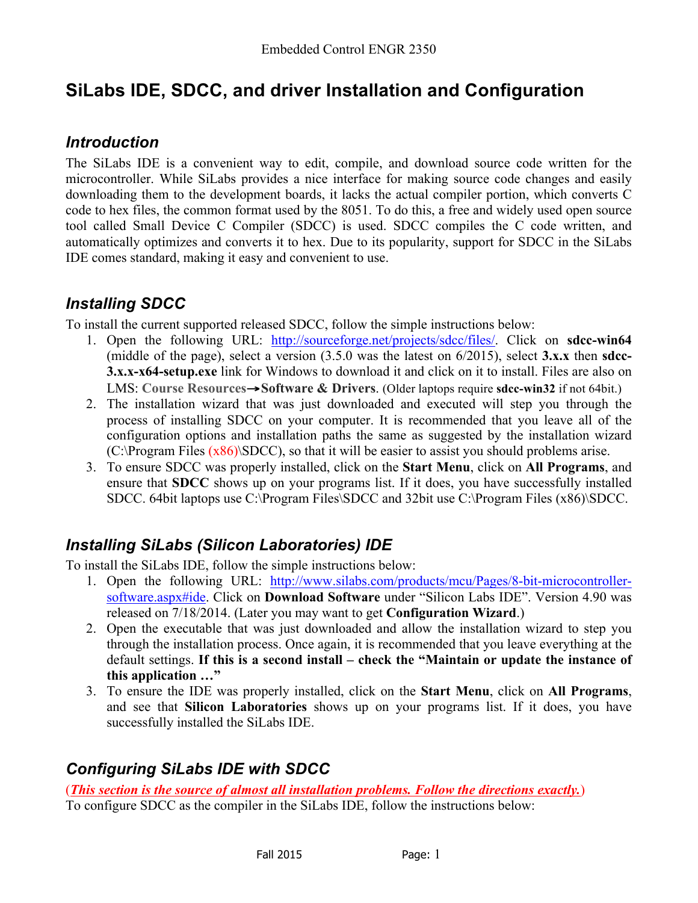# SiLabs IDE, SDCC, and driver Installation and Configuration

## *Introduction*

The SiLabs IDE is a convenient way to edit, compile, and download source code written for the microcontroller. While SiLabs provides a nice interface for making source code changes and easily downloading them to the development boards, it lacks the actual compiler portion, which converts C code to hex files, the common format used by the 8051. To do this, a free and widely used open source tool called Small Device C Compiler (SDCC) is used. SDCC compiles the C code written, and automatically optimizes and converts it to hex. Due to its popularity, support for SDCC in the SiLabs IDE comes standard, making it easy and convenient to use.

## *Installing SDCC*

To install the current supported released SDCC, follow the simple instructions below:

1. Open the following URL: http://sourceforge.net/projects/sdcc/files/. Click on **sdcc-win64** (middle of the page), select a version (3.5.0 was the latest on 6/2015), select **3.x.x** then **sdcc-3.x.x-x64-setup.exe** link for Windows to download it and click on it to install. Files are also on LMS: **Course Resources→Software & Drivers**. (Older laptops require **sdcc-win32** if not 64bit.)
2. The installation wizard that was just downloaded and executed will step you through the process of installing SDCC on your computer. It is recommended that you leave all of the configuration options and installation paths the same as suggested by the installation wizard (C:\Program Files (x86)\SDCC), so that it will be easier to assist you should problems arise.
3. To ensure SDCC was properly installed, click on the **Start Menu**, click on **All Programs**, and ensure that **SDCC** shows up on your programs list. If it does, you have successfully installed SDCC. 64bit laptops use C:\Program Files\SDCC and 32bit use C:\Program Files (x86)\SDCC.

## *Installing SiLabs (Silicon Laboratories) IDE*

To install the SiLabs IDE, follow the simple instructions below:

1. Open the following URL: http://www.silabs.com/products/mcu/Pages/8-bit-microcontroller-software.aspx#ide. Click on **Download Software** under "Silicon Labs IDE". Version 4.90 was released on 7/18/2014. (Later you may want to get **Configuration Wizard**.)
2. Open the executable that was just downloaded and allow the installation wizard to step you through the installation process. Once again, it is recommended that you leave everything at the default settings. **If this is a second install – check the "Maintain or update the instance of this application …"**
3. To ensure the IDE was properly installed, click on the **Start Menu**, click on **All Programs**, and see that **Silicon Laboratories** shows up on your programs list. If it does, you have successfully installed the SiLabs IDE.

## *Configuring SiLabs IDE with SDCC*

(***This section is the source of almost all installation problems. Follow the directions exactly.***)

To configure SDCC as the compiler in the SiLabs IDE, follow the instructions below: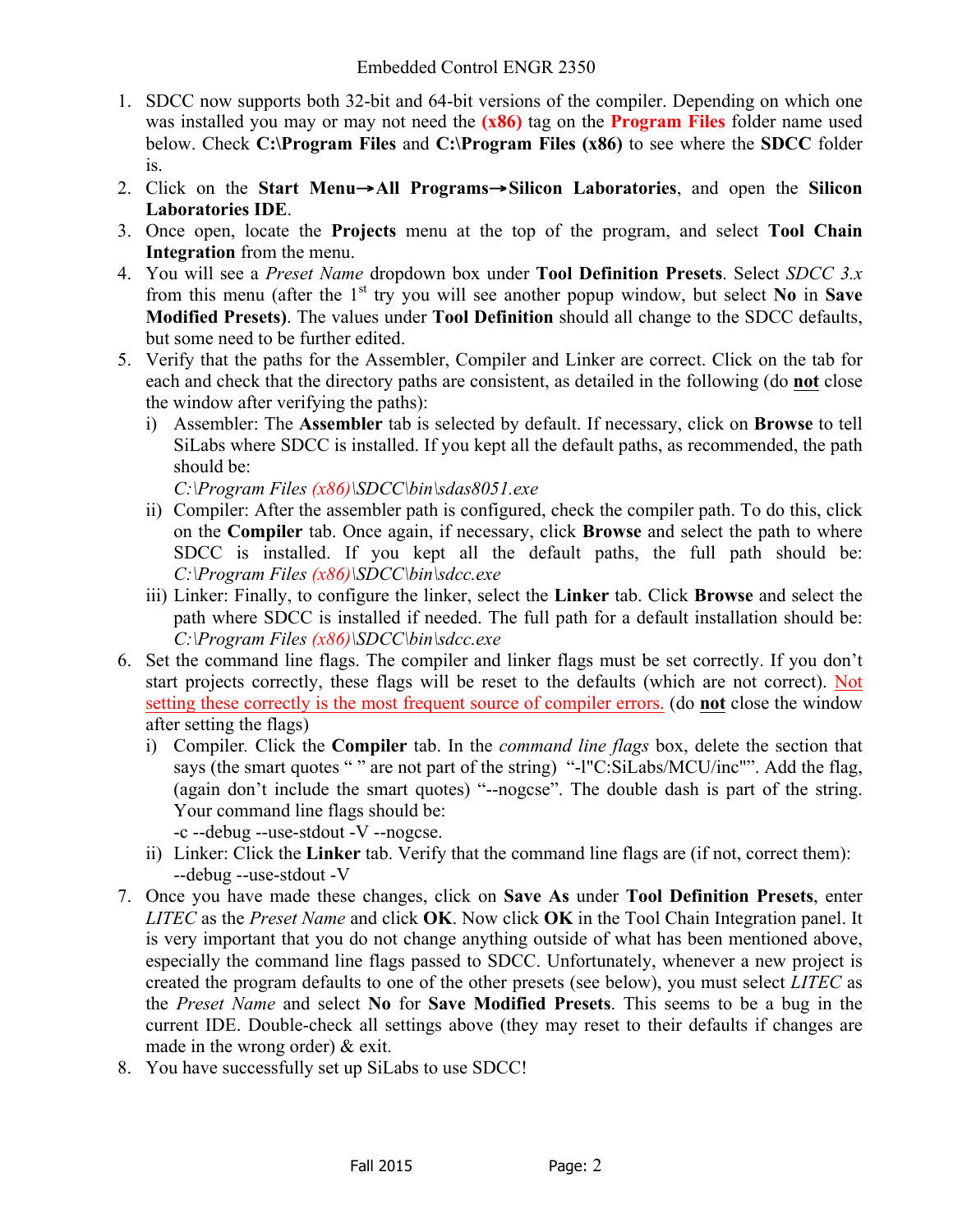1. SDCC now supports both 32-bit and 64-bit versions of the compiler. Depending on which one was installed you may or may not need the **(x86)** tag on the **Program Files** folder name used below. Check **C:\Program Files** and **C:\Program Files (x86)** to see where the **SDCC** folder is.
2. Click on the **Start Menu→All Programs→Silicon Laboratories**, and open the **Silicon Laboratories IDE**.
3. Once open, locate the **Projects** menu at the top of the program, and select **Tool Chain Integration** from the menu.
4. You will see a *Preset Name* dropdown box under **Tool Definition Presets**. Select *SDCC 3.x* from this menu (after the 1st try you will see another popup window, but select **No** in **Save Modified Presets)**. The values under **Tool Definition** should all change to the SDCC defaults, but some need to be further edited.
5. Verify that the paths for the Assembler, Compiler and Linker are correct. Click on the tab for each and check that the directory paths are consistent, as detailed in the following (do **not** close the window after verifying the paths):
   i) Assembler: The **Assembler** tab is selected by default. If necessary, click on **Browse** to tell SiLabs where SDCC is installed. If you kept all the default paths, as recommended, the path should be:
   *C:\Program Files (x86)\SDCC\bin\sdas8051.exe*
   ii) Compiler: After the assembler path is configured, check the compiler path. To do this, click on the **Compiler** tab. Once again, if necessary, click **Browse** and select the path to where SDCC is installed. If you kept all the default paths, the full path should be: *C:\Program Files (x86)\SDCC\bin\sdcc.exe*
   iii) Linker: Finally, to configure the linker, select the **Linker** tab. Click **Browse** and select the path where SDCC is installed if needed. The full path for a default installation should be: *C:\Program Files (x86)\SDCC\bin\sdcc.exe*
6. Set the command line flags. The compiler and linker flags must be set correctly. If you don't start projects correctly, these flags will be reset to the defaults (which are not correct). Not setting these correctly is the most frequent source of compiler errors. (do **not** close the window after setting the flags)
   i) Compiler. Click the **Compiler** tab. In the *command line flags* box, delete the section that says (the smart quotes " " are not part of the string) "-I"C:SiLabs/MCU/inc"". Add the flag, (again don't include the smart quotes) "--nogcse". The double dash is part of the string. Your command line flags should be:
   -c --debug --use-stdout -V --nogcse.
   ii) Linker: Click the **Linker** tab. Verify that the command line flags are (if not, correct them):
   --debug --use-stdout -V
7. Once you have made these changes, click on **Save As** under **Tool Definition Presets**, enter *LITEC* as the *Preset Name* and click **OK**. Now click **OK** in the Tool Chain Integration panel. It is very important that you do not change anything outside of what has been mentioned above, especially the command line flags passed to SDCC. Unfortunately, whenever a new project is created the program defaults to one of the other presets (see below), you must select *LITEC* as the *Preset Name* and select **No** for **Save Modified Presets**. This seems to be a bug in the current IDE. Double-check all settings above (they may reset to their defaults if changes are made in the wrong order) & exit.
8. You have successfully set up SiLabs to use SDCC!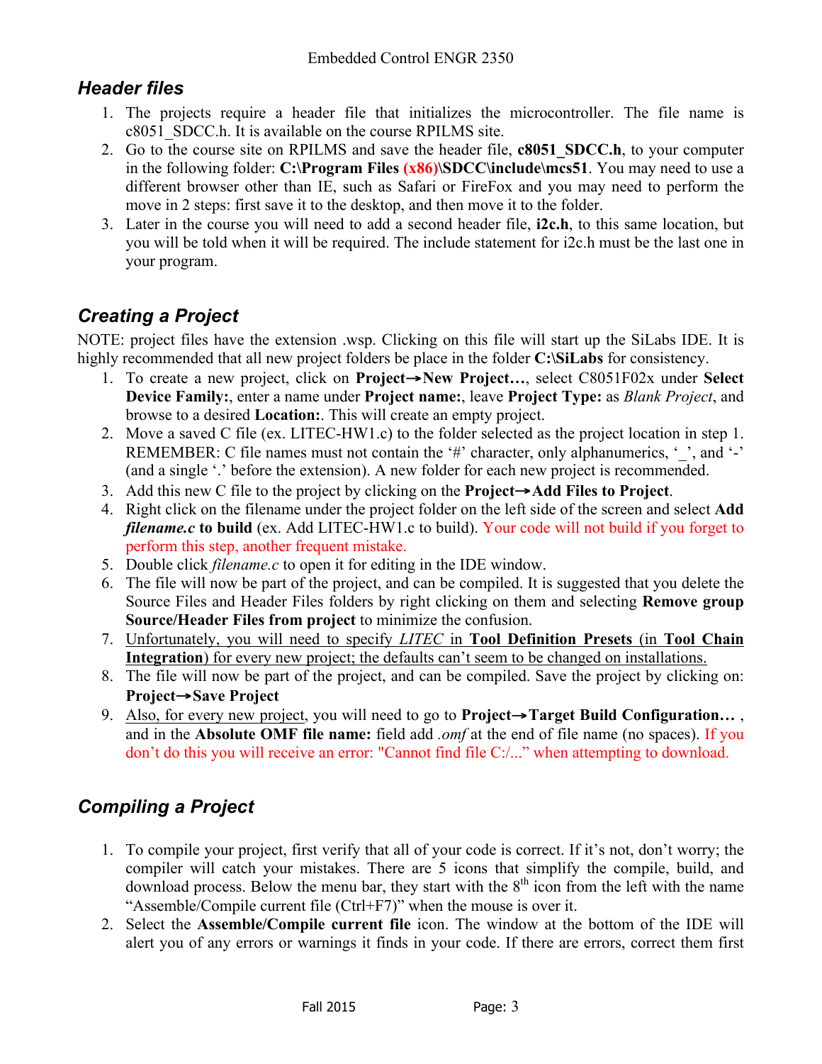## Header files

1. The projects require a header file that initializes the microcontroller. The file name is c8051_SDCC.h. It is available on the course RPILMS site.
2. Go to the course site on RPILMS and save the header file, **c8051_SDCC.h**, to your computer in the following folder: **C:\Program Files (x86)\SDCC\include\mcs51**. You may need to use a different browser other than IE, such as Safari or FireFox and you may need to perform the move in 2 steps: first save it to the desktop, and then move it to the folder.
3. Later in the course you will need to add a second header file, **i2c.h**, to this same location, but you will be told when it will be required. The include statement for i2c.h must be the last one in your program.

## Creating a Project

NOTE: project files have the extension .wsp. Clicking on this file will start up the SiLabs IDE. It is highly recommended that all new project folders be place in the folder **C:\SiLabs** for consistency.

1. To create a new project, click on **Project→New Project…**, select C8051F02x under **Select Device Family:**, enter a name under **Project name:**, leave **Project Type:** as *Blank Project*, and browse to a desired **Location:**. This will create an empty project.
2. Move a saved C file (ex. LITEC-HW1.c) to the folder selected as the project location in step 1. REMEMBER: C file names must not contain the '#' character, only alphanumerics, '_', and '-' (and a single '.' before the extension). A new folder for each new project is recommended.
3. Add this new C file to the project by clicking on the **Project→Add Files to Project**.
4. Right click on the filename under the project folder on the left side of the screen and select **Add *filename.c* to build** (ex. Add LITEC-HW1.c to build). Your code will not build if you forget to perform this step, another frequent mistake.
5. Double click *filename.c* to open it for editing in the IDE window.
6. The file will now be part of the project, and can be compiled. It is suggested that you delete the Source Files and Header Files folders by right clicking on them and selecting **Remove group Source/Header Files from project** to minimize the confusion.
7. Unfortunately, you will need to specify *LITEC* in **Tool Definition Presets** (in **Tool Chain Integration**) for every new project; the defaults can't seem to be changed on installations.
8. The file will now be part of the project, and can be compiled. Save the project by clicking on: **Project→Save Project**
9. Also, for every new project, you will need to go to **Project→Target Build Configuration…** , and in the **Absolute OMF file name:** field add *.omf* at the end of file name (no spaces). If you don't do this you will receive an error: "Cannot find file C:/..." when attempting to download.

## Compiling a Project

1. To compile your project, first verify that all of your code is correct. If it's not, don't worry; the compiler will catch your mistakes. There are 5 icons that simplify the compile, build, and download process. Below the menu bar, they start with the 8th icon from the left with the name "Assemble/Compile current file (Ctrl+F7)" when the mouse is over it.
2. Select the **Assemble/Compile current file** icon. The window at the bottom of the IDE will alert you of any errors or warnings it finds in your code. If there are errors, correct them first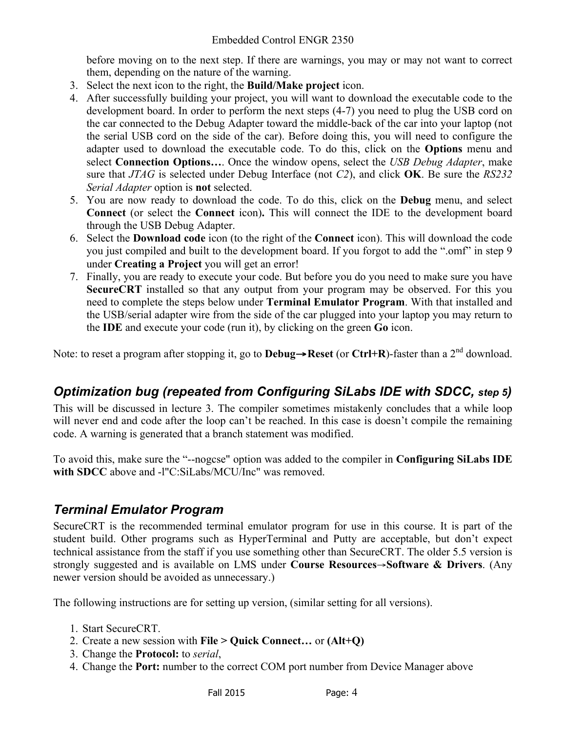before moving on to the next step. If there are warnings, you may or may not want to correct them, depending on the nature of the warning.

3. Select the next icon to the right, the **Build/Make project** icon.
4. After successfully building your project, you will want to download the executable code to the development board. In order to perform the next steps (4-7) you need to plug the USB cord on the car connected to the Debug Adapter toward the middle-back of the car into your laptop (not the serial USB cord on the side of the car). Before doing this, you will need to configure the adapter used to download the executable code. To do this, click on the **Options** menu and select **Connection Options…**. Once the window opens, select the *USB Debug Adapter*, make sure that *JTAG* is selected under Debug Interface (not *C2*), and click **OK**. Be sure the *RS232 Serial Adapter* option is **not** selected.
5. You are now ready to download the code. To do this, click on the **Debug** menu, and select **Connect** (or select the **Connect** icon)**.** This will connect the IDE to the development board through the USB Debug Adapter.
6. Select the **Download code** icon (to the right of the **Connect** icon). This will download the code you just compiled and built to the development board. If you forgot to add the ".omf" in step 9 under **Creating a Project** you will get an error!
7. Finally, you are ready to execute your code. But before you do you need to make sure you have **SecureCRT** installed so that any output from your program may be observed. For this you need to complete the steps below under **Terminal Emulator Program**. With that installed and the USB/serial adapter wire from the side of the car plugged into your laptop you may return to the **IDE** and execute your code (run it), by clicking on the green **Go** icon.

Note: to reset a program after stopping it, go to **Debug→Reset** (or **Ctrl+R**)-faster than a 2nd download.

## *Optimization bug (repeated from Configuring SiLabs IDE with SDCC, step 5)*

This will be discussed in lecture 3. The compiler sometimes mistakenly concludes that a while loop will never end and code after the loop can't be reached. In this case is doesn't compile the remaining code. A warning is generated that a branch statement was modified.

To avoid this, make sure the "--nogcse" option was added to the compiler in **Configuring SiLabs IDE with SDCC** above and -I"C:SiLabs/MCU/Inc" was removed.

## *Terminal Emulator Program*

SecureCRT is the recommended terminal emulator program for use in this course. It is part of the student build. Other programs such as HyperTerminal and Putty are acceptable, but don't expect technical assistance from the staff if you use something other than SecureCRT. The older 5.5 version is strongly suggested and is available on LMS under **Course Resources→Software & Drivers**. (Any newer version should be avoided as unnecessary.)

The following instructions are for setting up version, (similar setting for all versions).

1. Start SecureCRT.
2. Create a new session with **File > Quick Connect…** or **(Alt+Q)**
3. Change the **Protocol:** to *serial*,
4. Change the **Port:** number to the correct COM port number from Device Manager above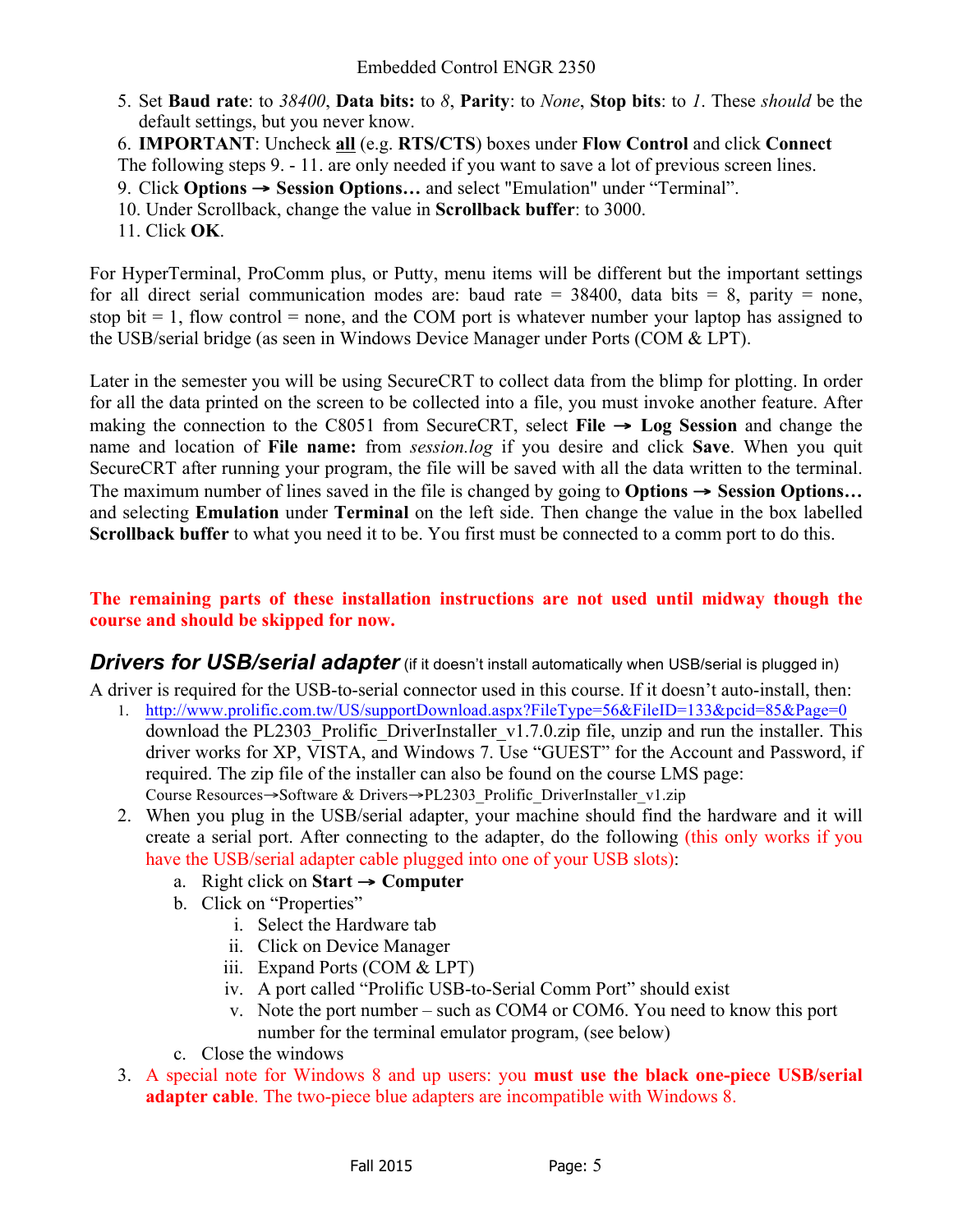5. Set **Baud rate**: to *38400*, **Data bits:** to *8*, **Parity**: to *None*, **Stop bits**: to *1*. These *should* be the default settings, but you never know.
6. **IMPORTANT**: Uncheck **all** (e.g. **RTS/CTS**) boxes under **Flow Control** and click **Connect**

The following steps 9. - 11. are only needed if you want to save a lot of previous screen lines.

9. Click **Options → Session Options…** and select "Emulation" under “Terminal”.
10. Under Scrollback, change the value in **Scrollback buffer**: to 3000.
11. Click **OK**.

For HyperTerminal, ProComm plus, or Putty, menu items will be different but the important settings for all direct serial communication modes are: baud rate = 38400, data bits = 8, parity = none, stop bit = 1, flow control = none, and the COM port is whatever number your laptop has assigned to the USB/serial bridge (as seen in Windows Device Manager under Ports (COM & LPT).

Later in the semester you will be using SecureCRT to collect data from the blimp for plotting. In order for all the data printed on the screen to be collected into a file, you must invoke another feature. After making the connection to the C8051 from SecureCRT, select **File → Log Session** and change the name and location of **File name:** from *session.log* if you desire and click **Save**. When you quit SecureCRT after running your program, the file will be saved with all the data written to the terminal. The maximum number of lines saved in the file is changed by going to **Options → Session Options…** and selecting **Emulation** under **Terminal** on the left side. Then change the value in the box labelled **Scrollback buffer** to what you need it to be. You first must be connected to a comm port to do this.

**The remaining parts of these installation instructions are not used until midway though the course and should be skipped for now.**

## *Drivers for USB/serial adapter* (if it doesn't install automatically when USB/serial is plugged in)

A driver is required for the USB-to-serial connector used in this course. If it doesn't auto-install, then:

1. http://www.prolific.com.tw/US/supportDownload.aspx?FileType=56&FileID=133&pcid=85&Page=0 download the PL2303_Prolific_DriverInstaller_v1.7.0.zip file, unzip and run the installer. This driver works for XP, VISTA, and Windows 7. Use “GUEST” for the Account and Password, if required. The zip file of the installer can also be found on the course LMS page: Course Resources→Software & Drivers→PL2303_Prolific_DriverInstaller_v1.zip
2. When you plug in the USB/serial adapter, your machine should find the hardware and it will create a serial port. After connecting to the adapter, do the following (this only works if you have the USB/serial adapter cable plugged into one of your USB slots):
   a. Right click on **Start → Computer**
   b. Click on “Properties”
      i. Select the Hardware tab
      ii. Click on Device Manager
      iii. Expand Ports (COM & LPT)
      iv. A port called “Prolific USB-to-Serial Comm Port” should exist
      v. Note the port number – such as COM4 or COM6. You need to know this port number for the terminal emulator program, (see below)
   c. Close the windows
3. A special note for Windows 8 and up users: you **must use the black one-piece USB/serial adapter cable**. The two-piece blue adapters are incompatible with Windows 8.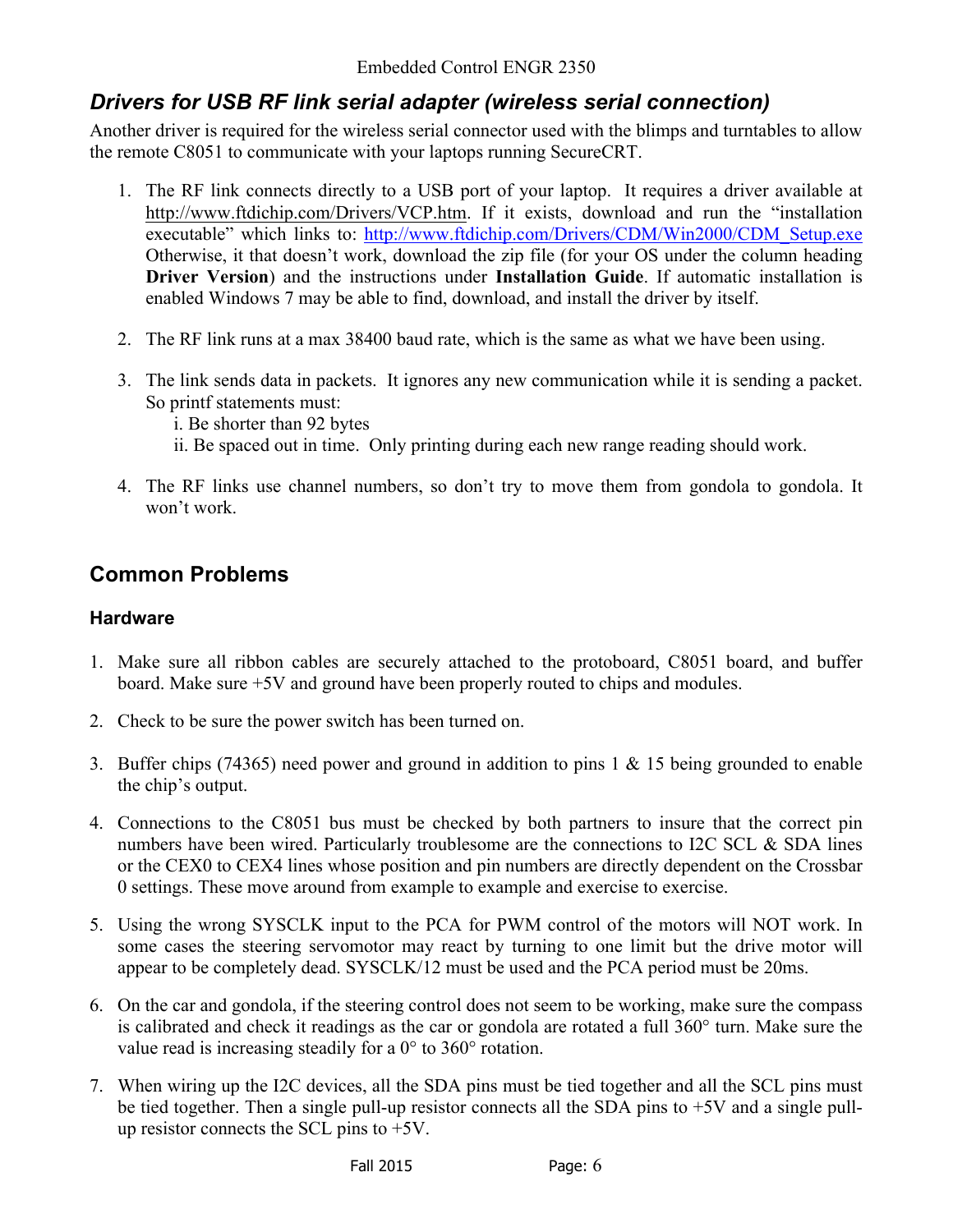## *Drivers for USB RF link serial adapter (wireless serial connection)*

Another driver is required for the wireless serial connector used with the blimps and turntables to allow the remote C8051 to communicate with your laptops running SecureCRT.

1. The RF link connects directly to a USB port of your laptop. It requires a driver available at http://www.ftdichip.com/Drivers/VCP.htm. If it exists, download and run the "installation executable" which links to: http://www.ftdichip.com/Drivers/CDM/Win2000/CDM_Setup.exe Otherwise, it that doesn't work, download the zip file (for your OS under the column heading **Driver Version**) and the instructions under **Installation Guide**. If automatic installation is enabled Windows 7 may be able to find, download, and install the driver by itself.

2. The RF link runs at a max 38400 baud rate, which is the same as what we have been using.

3. The link sends data in packets. It ignores any new communication while it is sending a packet. So printf statements must:
   i. Be shorter than 92 bytes
   ii. Be spaced out in time. Only printing during each new range reading should work.

4. The RF links use channel numbers, so don't try to move them from gondola to gondola. It won't work.

## Common Problems

### Hardware

1. Make sure all ribbon cables are securely attached to the protoboard, C8051 board, and buffer board. Make sure +5V and ground have been properly routed to chips and modules.

2. Check to be sure the power switch has been turned on.

3. Buffer chips (74365) need power and ground in addition to pins 1 & 15 being grounded to enable the chip's output.

4. Connections to the C8051 bus must be checked by both partners to insure that the correct pin numbers have been wired. Particularly troublesome are the connections to I2C SCL & SDA lines or the CEX0 to CEX4 lines whose position and pin numbers are directly dependent on the Crossbar 0 settings. These move around from example to example and exercise to exercise.

5. Using the wrong SYSCLK input to the PCA for PWM control of the motors will NOT work. In some cases the steering servomotor may react by turning to one limit but the drive motor will appear to be completely dead. SYSCLK/12 must be used and the PCA period must be 20ms.

6. On the car and gondola, if the steering control does not seem to be working, make sure the compass is calibrated and check it readings as the car or gondola are rotated a full 360° turn. Make sure the value read is increasing steadily for a 0° to 360° rotation.

7. When wiring up the I2C devices, all the SDA pins must be tied together and all the SCL pins must be tied together. Then a single pull-up resistor connects all the SDA pins to +5V and a single pull-up resistor connects the SCL pins to +5V.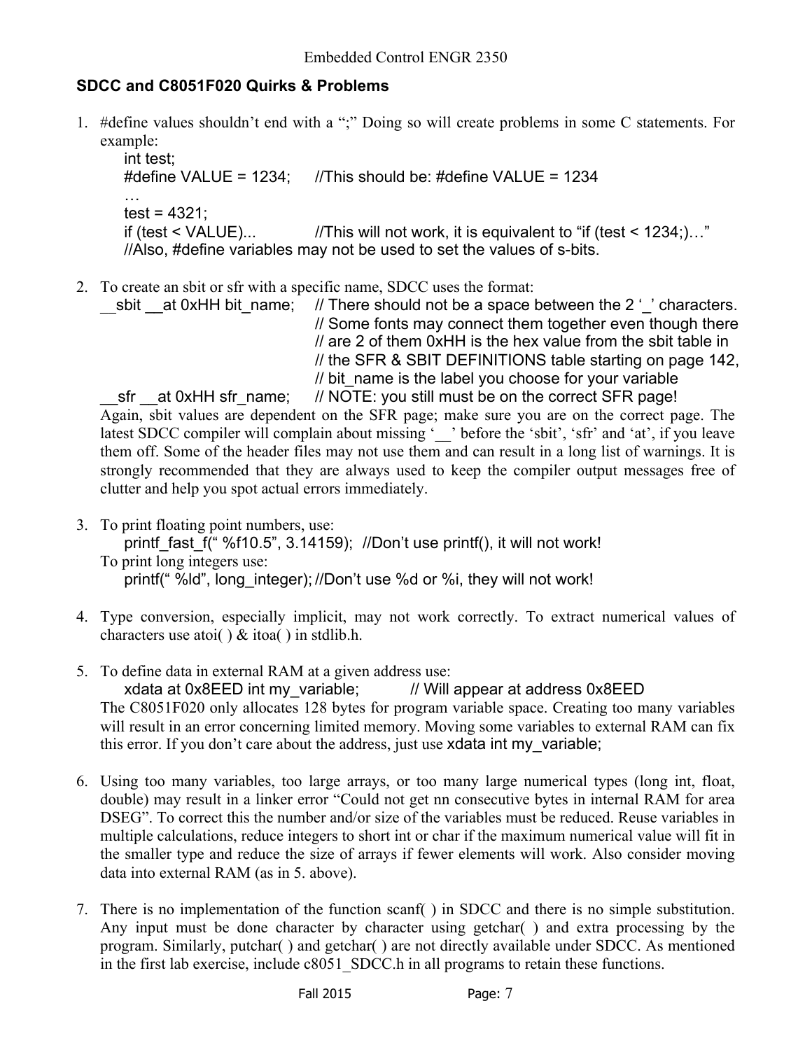## SDCC and C8051F020 Quirks & Problems

1. #define values shouldn't end with a ";" Doing so will create problems in some C statements. For example:

```
int test;
#define VALUE = 1234;      //This should be: #define VALUE = 1234
…
test = 4321;
if (test < VALUE)...       //This will not work, it is equivalent to "if (test < 1234;)…"
//Also, #define variables may not be used to set the values of s-bits.
```

2. To create an sbit or sfr with a specific name, SDCC uses the format:

```
__sbit __at 0xHH bit_name;   // There should not be a space between the 2 '_' characters.
                             // Some fonts may connect them together even though there
                             // are 2 of them 0xHH is the hex value from the sbit table in
                             // the SFR & SBIT DEFINITIONS table starting on page 142,
                             // bit_name is the label you choose for your variable
__sfr __at 0xHH sfr_name;    // NOTE: you still must be on the correct SFR page!
```

   Again, sbit values are dependent on the SFR page; make sure you are on the correct page. The latest SDCC compiler will complain about missing '__' before the 'sbit', 'sfr' and 'at', if you leave them off. Some of the header files may not use them and can result in a long list of warnings. It is strongly recommended that they are always used to keep the compiler output messages free of clutter and help you spot actual errors immediately.

3. To print floating point numbers, use:

```
printf_fast_f(" %f10.5", 3.14159);  //Don't use printf(), it will not work!
```

   To print long integers use:

```
printf(" %ld", long_integer); //Don't use %d or %i, they will not work!
```

4. Type conversion, especially implicit, may not work correctly. To extract numerical values of characters use atoi( ) & itoa( ) in stdlib.h.

5. To define data in external RAM at a given address use:

```
xdata at 0x8EED int my_variable;          // Will appear at address 0x8EED
```

   The C8051F020 only allocates 128 bytes for program variable space. Creating too many variables will result in an error concerning limited memory. Moving some variables to external RAM can fix this error. If you don't care about the address, just use `xdata int my_variable;`

6. Using too many variables, too large arrays, or too many large numerical types (long int, float, double) may result in a linker error "Could not get nn consecutive bytes in internal RAM for area DSEG". To correct this the number and/or size of the variables must be reduced. Reuse variables in multiple calculations, reduce integers to short int or char if the maximum numerical value will fit in the smaller type and reduce the size of arrays if fewer elements will work. Also consider moving data into external RAM (as in 5. above).

7. There is no implementation of the function scanf( ) in SDCC and there is no simple substitution. Any input must be done character by character using getchar( ) and extra processing by the program. Similarly, putchar( ) and getchar( ) are not directly available under SDCC. As mentioned in the first lab exercise, include c8051_SDCC.h in all programs to retain these functions.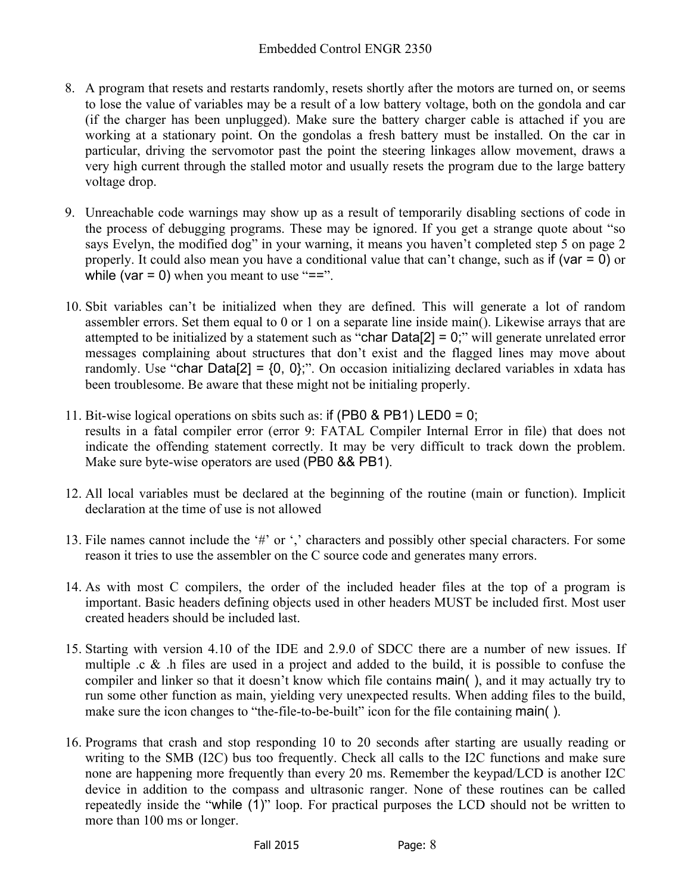8. A program that resets and restarts randomly, resets shortly after the motors are turned on, or seems to lose the value of variables may be a result of a low battery voltage, both on the gondola and car (if the charger has been unplugged). Make sure the battery charger cable is attached if you are working at a stationary point. On the gondolas a fresh battery must be installed. On the car in particular, driving the servomotor past the point the steering linkages allow movement, draws a very high current through the stalled motor and usually resets the program due to the large battery voltage drop.

9. Unreachable code warnings may show up as a result of temporarily disabling sections of code in the process of debugging programs. These may be ignored. If you get a strange quote about "so says Evelyn, the modified dog" in your warning, it means you haven't completed step 5 on page 2 properly. It could also mean you have a conditional value that can't change, such as `if (var = 0)` or `while (var = 0)` when you meant to use "==".

10. Sbit variables can't be initialized when they are defined. This will generate a lot of random assembler errors. Set them equal to 0 or 1 on a separate line inside main(). Likewise arrays that are attempted to be initialized by a statement such as "`char Data[2] = 0;`" will generate unrelated error messages complaining about structures that don't exist and the flagged lines may move about randomly. Use "`char Data[2] = {0, 0};`". On occasion initializing declared variables in xdata has been troublesome. Be aware that these might not be initialing properly.

11. Bit-wise logical operations on sbits such as: `if (PB0 & PB1) LED0 = 0;`
    results in a fatal compiler error (error 9: FATAL Compiler Internal Error in file) that does not indicate the offending statement correctly. It may be very difficult to track down the problem. Make sure byte-wise operators are used `(PB0 && PB1)`.

12. All local variables must be declared at the beginning of the routine (main or function). Implicit declaration at the time of use is not allowed

13. File names cannot include the '#' or ',' characters and possibly other special characters. For some reason it tries to use the assembler on the C source code and generates many errors.

14. As with most C compilers, the order of the included header files at the top of a program is important. Basic headers defining objects used in other headers MUST be included first. Most user created headers should be included last.

15. Starting with version 4.10 of the IDE and 2.9.0 of SDCC there are a number of new issues. If multiple .c & .h files are used in a project and added to the build, it is possible to confuse the compiler and linker so that it doesn't know which file contains `main( )`, and it may actually try to run some other function as main, yielding very unexpected results. When adding files to the build, make sure the icon changes to "the-file-to-be-built" icon for the file containing `main( )`.

16. Programs that crash and stop responding 10 to 20 seconds after starting are usually reading or writing to the SMB (I2C) bus too frequently. Check all calls to the I2C functions and make sure none are happening more frequently than every 20 ms. Remember the keypad/LCD is another I2C device in addition to the compass and ultrasonic ranger. None of these routines can be called repeatedly inside the "`while (1)`" loop. For practical purposes the LCD should not be written to more than 100 ms or longer.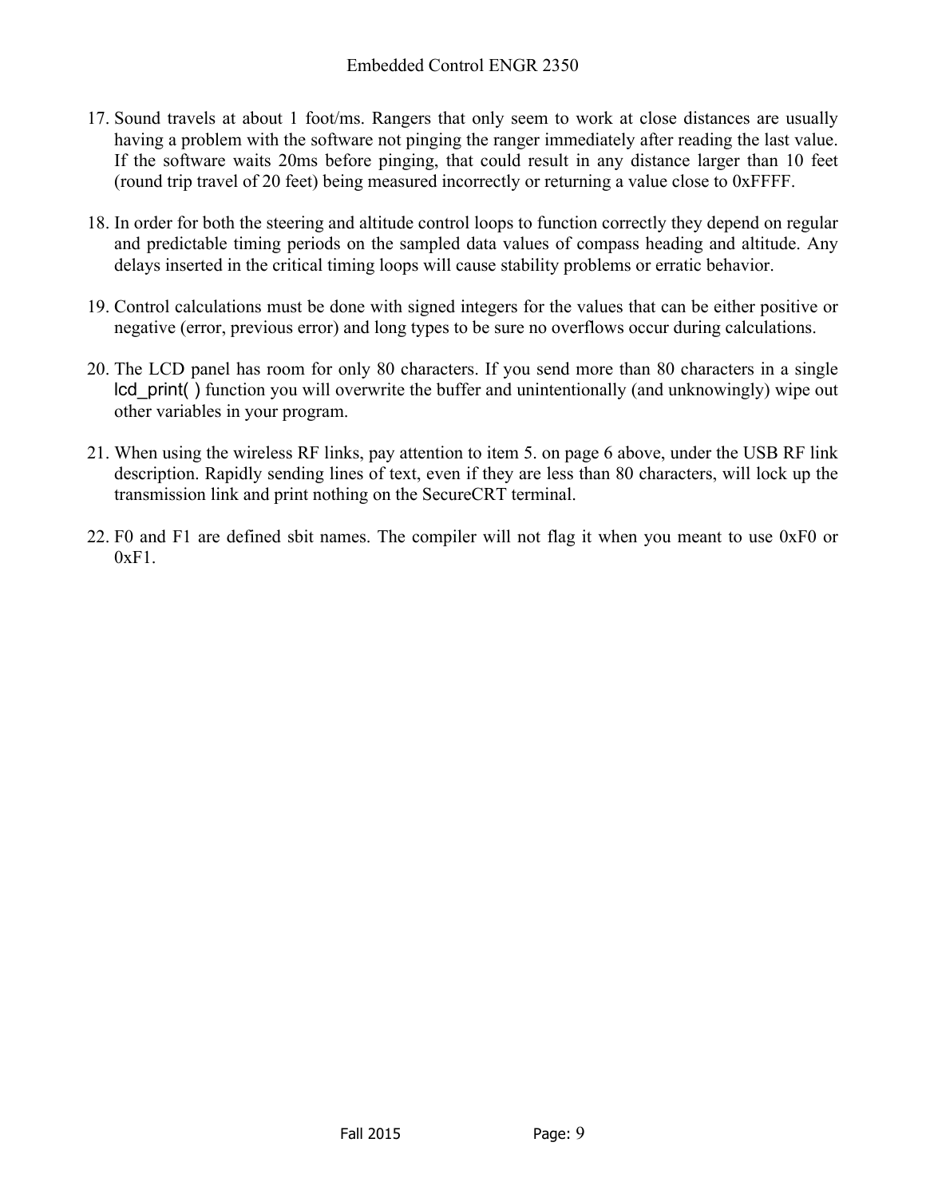17. Sound travels at about 1 foot/ms. Rangers that only seem to work at close distances are usually having a problem with the software not pinging the ranger immediately after reading the last value. If the software waits 20ms before pinging, that could result in any distance larger than 10 feet (round trip travel of 20 feet) being measured incorrectly or returning a value close to 0xFFFF.

18. In order for both the steering and altitude control loops to function correctly they depend on regular and predictable timing periods on the sampled data values of compass heading and altitude. Any delays inserted in the critical timing loops will cause stability problems or erratic behavior.

19. Control calculations must be done with signed integers for the values that can be either positive or negative (error, previous error) and long types to be sure no overflows occur during calculations.

20. The LCD panel has room for only 80 characters. If you send more than 80 characters in a single `lcd_print( )` function you will overwrite the buffer and unintentionally (and unknowingly) wipe out other variables in your program.

21. When using the wireless RF links, pay attention to item 5. on page 6 above, under the USB RF link description. Rapidly sending lines of text, even if they are less than 80 characters, will lock up the transmission link and print nothing on the SecureCRT terminal.

22. F0 and F1 are defined sbit names. The compiler will not flag it when you meant to use 0xF0 or 0xF1.